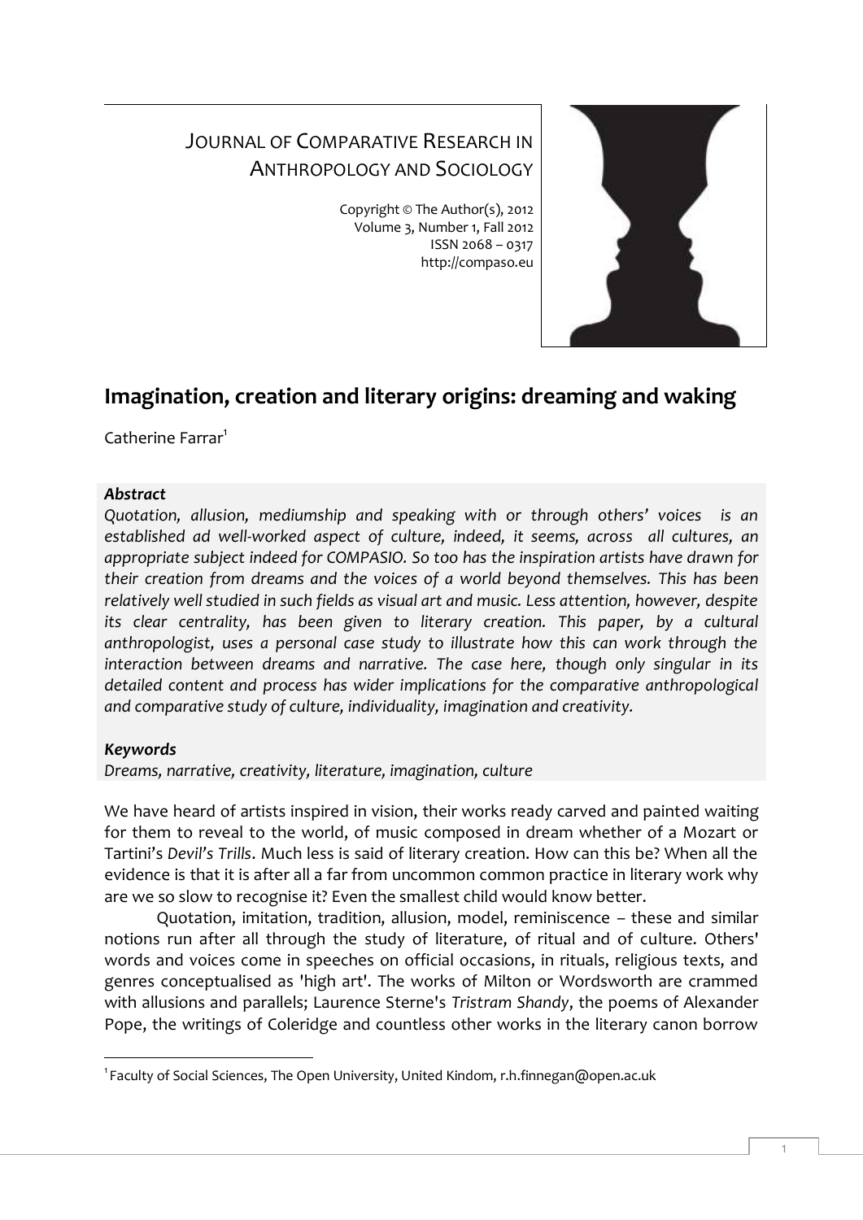JOURNAL OF COMPARATIVE RESEARCH IN ANTHROPOLOGY AND SOCIOLOGY

Copyright © The Author(s), 2012
Volume 3, Number 1, Fall 2012
ISSN 2068 – 0317
http://compaso.eu

# Imagination, creation and literary origins: dreaming and waking

Catherine Farrar[1]

***Abstract***

*Quotation, allusion, mediumship and speaking with or through others' voices is an established ad well-worked aspect of culture, indeed, it seems, across all cultures, an appropriate subject indeed for COMPASIO. So too has the inspiration artists have drawn for their creation from dreams and the voices of a world beyond themselves. This has been relatively well studied in such fields as visual art and music. Less attention, however, despite its clear centrality, has been given to literary creation. This paper, by a cultural anthropologist, uses a personal case study to illustrate how this can work through the interaction between dreams and narrative. The case here, though only singular in its detailed content and process has wider implications for the comparative anthropological and comparative study of culture, individuality, imagination and creativity.*

***Keywords***

*Dreams, narrative, creativity, literature, imagination, culture*

We have heard of artists inspired in vision, their works ready carved and painted waiting for them to reveal to the world, of music composed in dream whether of a Mozart or Tartini's *Devil's Trills*. Much less is said of literary creation. How can this be? When all the evidence is that it is after all a far from uncommon common practice in literary work why are we so slow to recognise it? Even the smallest child would know better.

Quotation, imitation, tradition, allusion, model, reminiscence – these and similar notions run after all through the study of literature, of ritual and of culture. Others' words and voices come in speeches on official occasions, in rituals, religious texts, and genres conceptualised as 'high art'. The works of Milton or Wordsworth are crammed with allusions and parallels; Laurence Sterne's *Tristram Shandy*, the poems of Alexander Pope, the writings of Coleridge and countless other works in the literary canon borrow

[1] Faculty of Social Sciences, The Open University, United Kindom, r.h.finnegan@open.ac.uk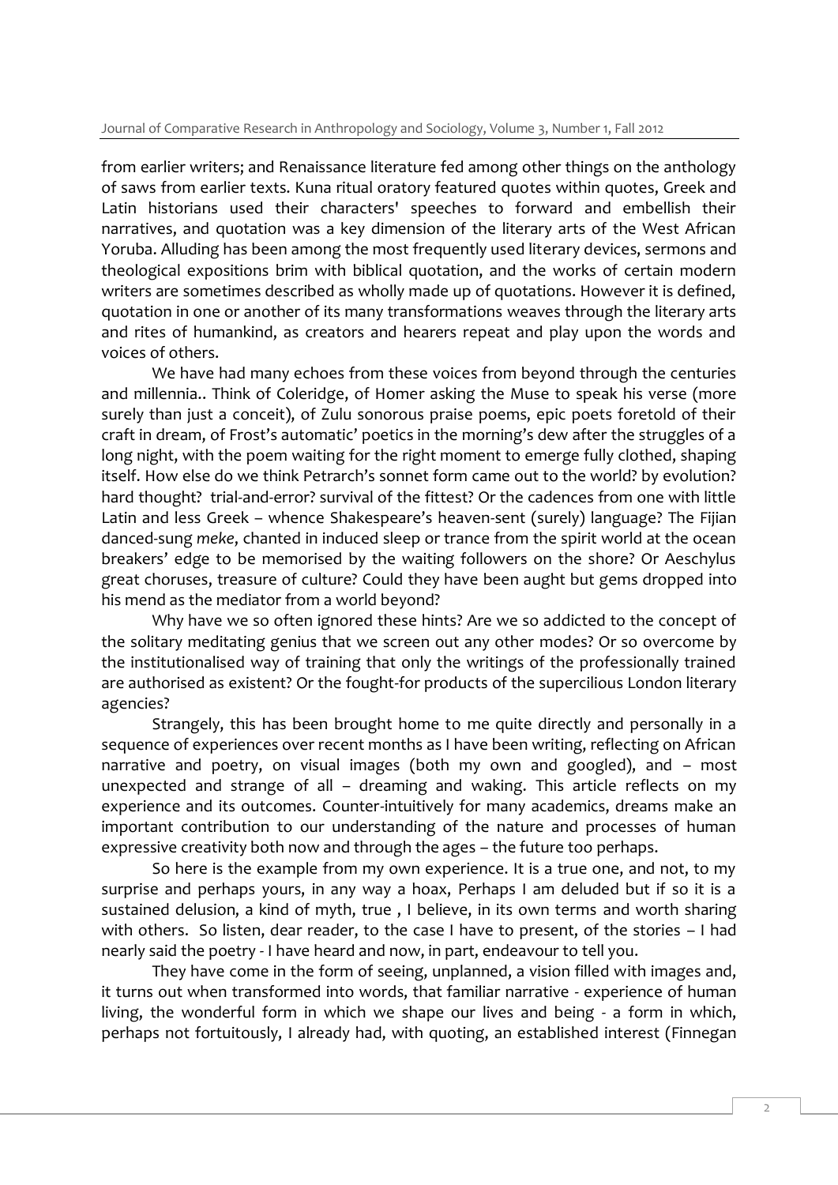from earlier writers; and Renaissance literature fed among other things on the anthology of saws from earlier texts. Kuna ritual oratory featured quotes within quotes, Greek and Latin historians used their characters' speeches to forward and embellish their narratives, and quotation was a key dimension of the literary arts of the West African Yoruba. Alluding has been among the most frequently used literary devices, sermons and theological expositions brim with biblical quotation, and the works of certain modern writers are sometimes described as wholly made up of quotations. However it is defined, quotation in one or another of its many transformations weaves through the literary arts and rites of humankind, as creators and hearers repeat and play upon the words and voices of others.

We have had many echoes from these voices from beyond through the centuries and millennia.. Think of Coleridge, of Homer asking the Muse to speak his verse (more surely than just a conceit), of Zulu sonorous praise poems, epic poets foretold of their craft in dream, of Frost's automatic' poetics in the morning's dew after the struggles of a long night, with the poem waiting for the right moment to emerge fully clothed, shaping itself. How else do we think Petrarch's sonnet form came out to the world? by evolution? hard thought? trial-and-error? survival of the fittest? Or the cadences from one with little Latin and less Greek – whence Shakespeare's heaven-sent (surely) language? The Fijian danced-sung *meke*, chanted in induced sleep or trance from the spirit world at the ocean breakers' edge to be memorised by the waiting followers on the shore? Or Aeschylus great choruses, treasure of culture? Could they have been aught but gems dropped into his mend as the mediator from a world beyond?

Why have we so often ignored these hints? Are we so addicted to the concept of the solitary meditating genius that we screen out any other modes? Or so overcome by the institutionalised way of training that only the writings of the professionally trained are authorised as existent? Or the fought-for products of the supercilious London literary agencies?

Strangely, this has been brought home to me quite directly and personally in a sequence of experiences over recent months as I have been writing, reflecting on African narrative and poetry, on visual images (both my own and googled), and – most unexpected and strange of all – dreaming and waking. This article reflects on my experience and its outcomes. Counter-intuitively for many academics, dreams make an important contribution to our understanding of the nature and processes of human expressive creativity both now and through the ages – the future too perhaps.

So here is the example from my own experience. It is a true one, and not, to my surprise and perhaps yours, in any way a hoax, Perhaps I am deluded but if so it is a sustained delusion, a kind of myth, true , I believe, in its own terms and worth sharing with others. So listen, dear reader, to the case I have to present, of the stories – I had nearly said the poetry - I have heard and now, in part, endeavour to tell you.

They have come in the form of seeing, unplanned, a vision filled with images and, it turns out when transformed into words, that familiar narrative - experience of human living, the wonderful form in which we shape our lives and being - a form in which, perhaps not fortuitously, I already had, with quoting, an established interest (Finnegan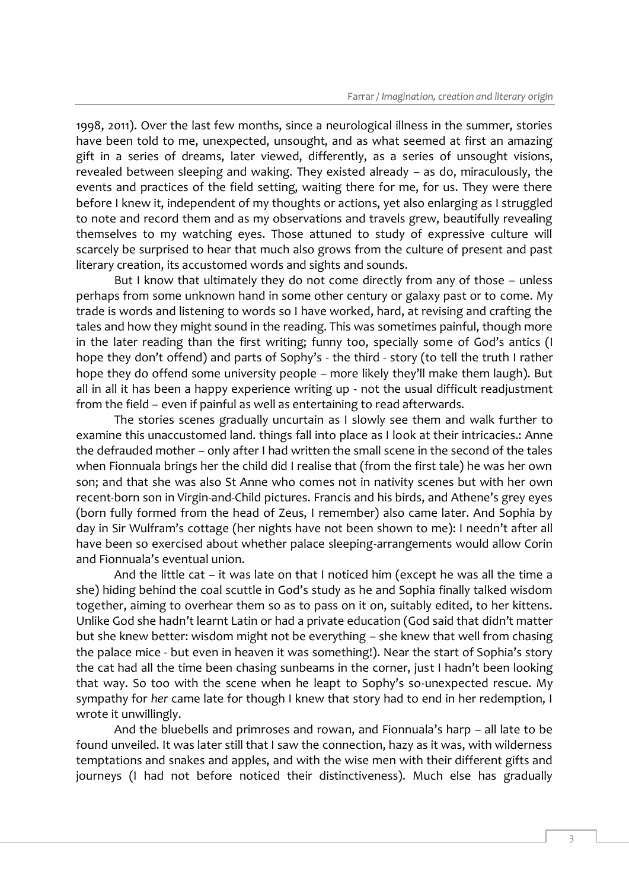1998, 2011). Over the last few months, since a neurological illness in the summer, stories have been told to me, unexpected, unsought, and as what seemed at first an amazing gift in a series of dreams, later viewed, differently, as a series of unsought visions, revealed between sleeping and waking. They existed already – as do, miraculously, the events and practices of the field setting, waiting there for me, for us. They were there before I knew it, independent of my thoughts or actions, yet also enlarging as I struggled to note and record them and as my observations and travels grew, beautifully revealing themselves to my watching eyes. Those attuned to study of expressive culture will scarcely be surprised to hear that much also grows from the culture of present and past literary creation, its accustomed words and sights and sounds.

But I know that ultimately they do not come directly from any of those – unless perhaps from some unknown hand in some other century or galaxy past or to come. My trade is words and listening to words so I have worked, hard, at revising and crafting the tales and how they might sound in the reading. This was sometimes painful, though more in the later reading than the first writing; funny too, specially some of God's antics (I hope they don't offend) and parts of Sophy's - the third - story (to tell the truth I rather hope they do offend some university people – more likely they'll make them laugh). But all in all it has been a happy experience writing up - not the usual difficult readjustment from the field – even if painful as well as entertaining to read afterwards.

The stories scenes gradually uncurtain as I slowly see them and walk further to examine this unaccustomed land. things fall into place as I look at their intricacies.: Anne the defrauded mother – only after I had written the small scene in the second of the tales when Fionnuala brings her the child did I realise that (from the first tale) he was her own son; and that she was also St Anne who comes not in nativity scenes but with her own recent-born son in Virgin-and-Child pictures. Francis and his birds, and Athene's grey eyes (born fully formed from the head of Zeus, I remember) also came later. And Sophia by day in Sir Wulfram's cottage (her nights have not been shown to me): I needn't after all have been so exercised about whether palace sleeping-arrangements would allow Corin and Fionnuala's eventual union.

And the little cat – it was late on that I noticed him (except he was all the time a she) hiding behind the coal scuttle in God's study as he and Sophia finally talked wisdom together, aiming to overhear them so as to pass on it on, suitably edited, to her kittens. Unlike God she hadn't learnt Latin or had a private education (God said that didn't matter but she knew better: wisdom might not be everything – she knew that well from chasing the palace mice - but even in heaven it was something!). Near the start of Sophia's story the cat had all the time been chasing sunbeams in the corner, just I hadn't been looking that way. So too with the scene when he leapt to Sophy's so-unexpected rescue. My sympathy for *her* came late for though I knew that story had to end in her redemption, I wrote it unwillingly.

And the bluebells and primroses and rowan, and Fionnuala's harp – all late to be found unveiled. It was later still that I saw the connection, hazy as it was, with wilderness temptations and snakes and apples, and with the wise men with their different gifts and journeys (I had not before noticed their distinctiveness). Much else has gradually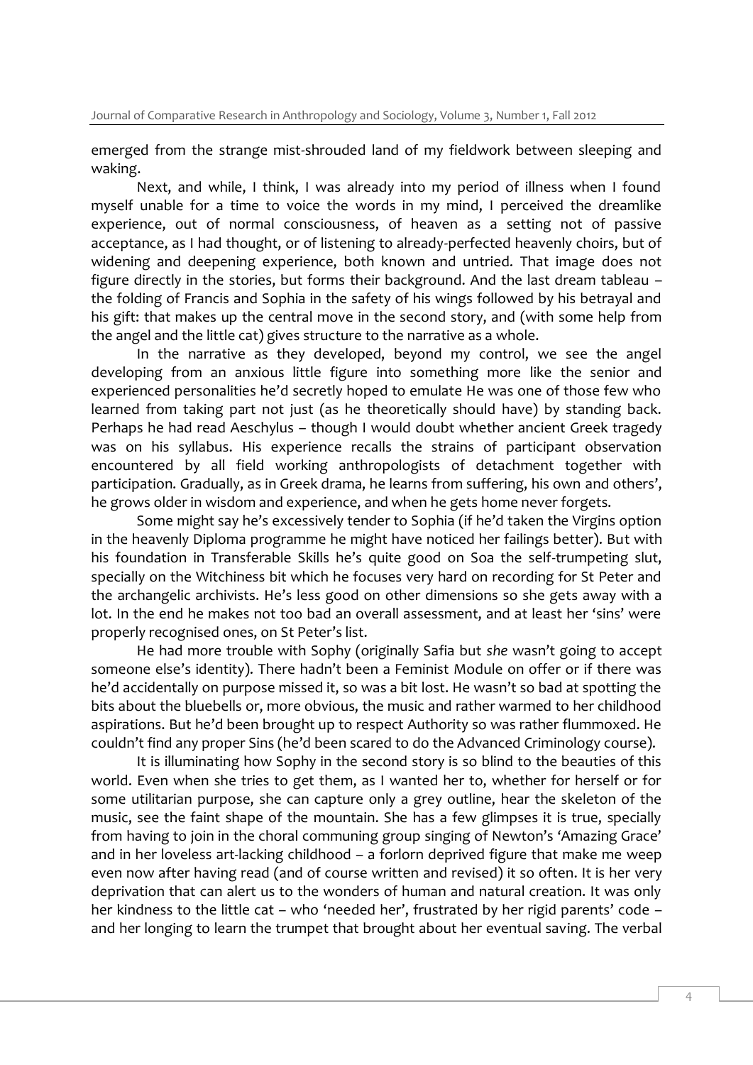emerged from the strange mist-shrouded land of my fieldwork between sleeping and waking.

Next, and while, I think, I was already into my period of illness when I found myself unable for a time to voice the words in my mind, I perceived the dreamlike experience, out of normal consciousness, of heaven as a setting not of passive acceptance, as I had thought, or of listening to already-perfected heavenly choirs, but of widening and deepening experience, both known and untried. That image does not figure directly in the stories, but forms their background. And the last dream tableau – the folding of Francis and Sophia in the safety of his wings followed by his betrayal and his gift: that makes up the central move in the second story, and (with some help from the angel and the little cat) gives structure to the narrative as a whole.

In the narrative as they developed, beyond my control, we see the angel developing from an anxious little figure into something more like the senior and experienced personalities he'd secretly hoped to emulate He was one of those few who learned from taking part not just (as he theoretically should have) by standing back. Perhaps he had read Aeschylus – though I would doubt whether ancient Greek tragedy was on his syllabus. His experience recalls the strains of participant observation encountered by all field working anthropologists of detachment together with participation. Gradually, as in Greek drama, he learns from suffering, his own and others', he grows older in wisdom and experience, and when he gets home never forgets.

Some might say he's excessively tender to Sophia (if he'd taken the Virgins option in the heavenly Diploma programme he might have noticed her failings better). But with his foundation in Transferable Skills he's quite good on Soa the self-trumpeting slut, specially on the Witchiness bit which he focuses very hard on recording for St Peter and the archangelic archivists. He's less good on other dimensions so she gets away with a lot. In the end he makes not too bad an overall assessment, and at least her 'sins' were properly recognised ones, on St Peter's list.

He had more trouble with Sophy (originally Safia but *she* wasn't going to accept someone else's identity). There hadn't been a Feminist Module on offer or if there was he'd accidentally on purpose missed it, so was a bit lost. He wasn't so bad at spotting the bits about the bluebells or, more obvious, the music and rather warmed to her childhood aspirations. But he'd been brought up to respect Authority so was rather flummoxed. He couldn't find any proper Sins (he'd been scared to do the Advanced Criminology course).

It is illuminating how Sophy in the second story is so blind to the beauties of this world. Even when she tries to get them, as I wanted her to, whether for herself or for some utilitarian purpose, she can capture only a grey outline, hear the skeleton of the music, see the faint shape of the mountain. She has a few glimpses it is true, specially from having to join in the choral communing group singing of Newton's 'Amazing Grace' and in her loveless art-lacking childhood – a forlorn deprived figure that make me weep even now after having read (and of course written and revised) it so often. It is her very deprivation that can alert us to the wonders of human and natural creation. It was only her kindness to the little cat – who 'needed her', frustrated by her rigid parents' code – and her longing to learn the trumpet that brought about her eventual saving. The verbal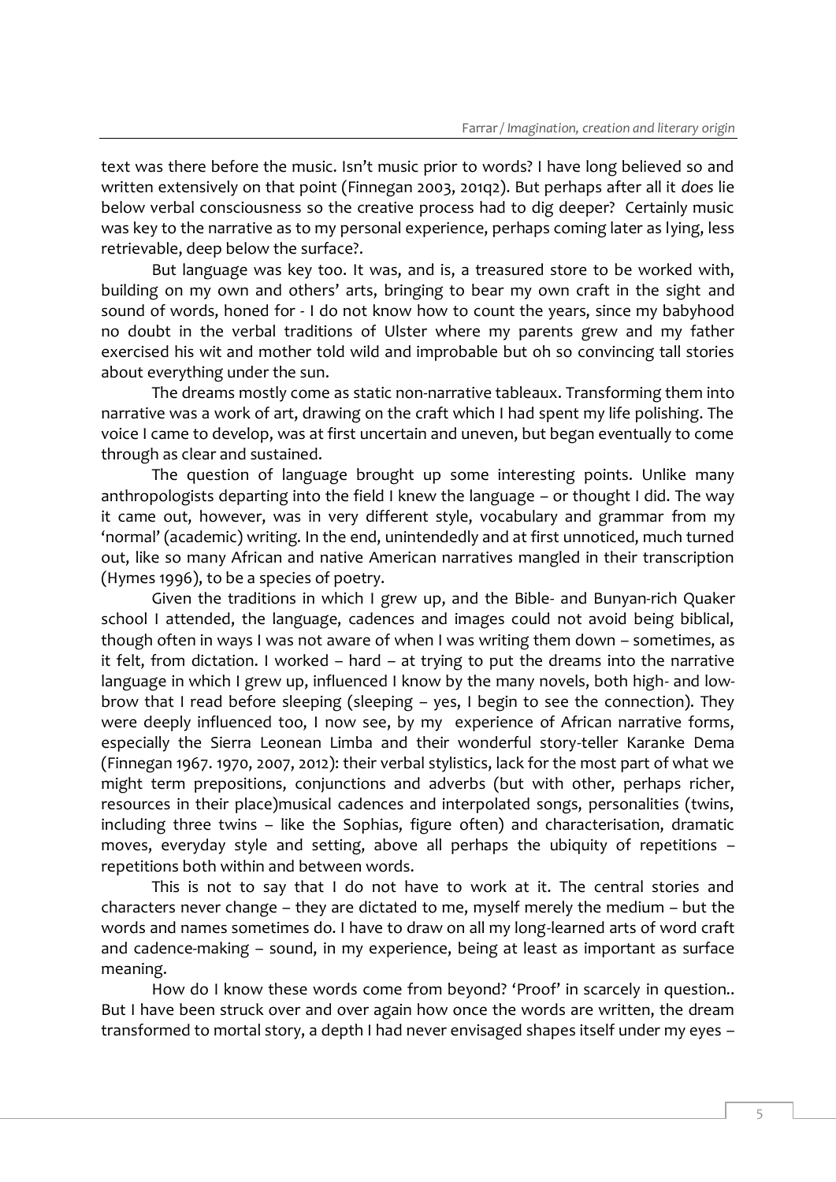text was there before the music. Isn't music prior to words? I have long believed so and written extensively on that point (Finnegan 2003, 201q2). But perhaps after all it *does* lie below verbal consciousness so the creative process had to dig deeper? Certainly music was key to the narrative as to my personal experience, perhaps coming later as lying, less retrievable, deep below the surface?.

But language was key too. It was, and is, a treasured store to be worked with, building on my own and others' arts, bringing to bear my own craft in the sight and sound of words, honed for - I do not know how to count the years, since my babyhood no doubt in the verbal traditions of Ulster where my parents grew and my father exercised his wit and mother told wild and improbable but oh so convincing tall stories about everything under the sun.

The dreams mostly come as static non-narrative tableaux. Transforming them into narrative was a work of art, drawing on the craft which I had spent my life polishing. The voice I came to develop, was at first uncertain and uneven, but began eventually to come through as clear and sustained.

The question of language brought up some interesting points. Unlike many anthropologists departing into the field I knew the language – or thought I did. The way it came out, however, was in very different style, vocabulary and grammar from my 'normal' (academic) writing. In the end, unintendedly and at first unnoticed, much turned out, like so many African and native American narratives mangled in their transcription (Hymes 1996), to be a species of poetry.

Given the traditions in which I grew up, and the Bible- and Bunyan-rich Quaker school I attended, the language, cadences and images could not avoid being biblical, though often in ways I was not aware of when I was writing them down – sometimes, as it felt, from dictation. I worked – hard – at trying to put the dreams into the narrative language in which I grew up, influenced I know by the many novels, both high- and low-brow that I read before sleeping (sleeping – yes, I begin to see the connection). They were deeply influenced too, I now see, by my experience of African narrative forms, especially the Sierra Leonean Limba and their wonderful story-teller Karanke Dema (Finnegan 1967. 1970, 2007, 2012): their verbal stylistics, lack for the most part of what we might term prepositions, conjunctions and adverbs (but with other, perhaps richer, resources in their place)musical cadences and interpolated songs, personalities (twins, including three twins – like the Sophias, figure often) and characterisation, dramatic moves, everyday style and setting, above all perhaps the ubiquity of repetitions – repetitions both within and between words.

This is not to say that I do not have to work at it. The central stories and characters never change – they are dictated to me, myself merely the medium – but the words and names sometimes do. I have to draw on all my long-learned arts of word craft and cadence-making – sound, in my experience, being at least as important as surface meaning.

How do I know these words come from beyond? 'Proof' in scarcely in question.. But I have been struck over and over again how once the words are written, the dream transformed to mortal story, a depth I had never envisaged shapes itself under my eyes –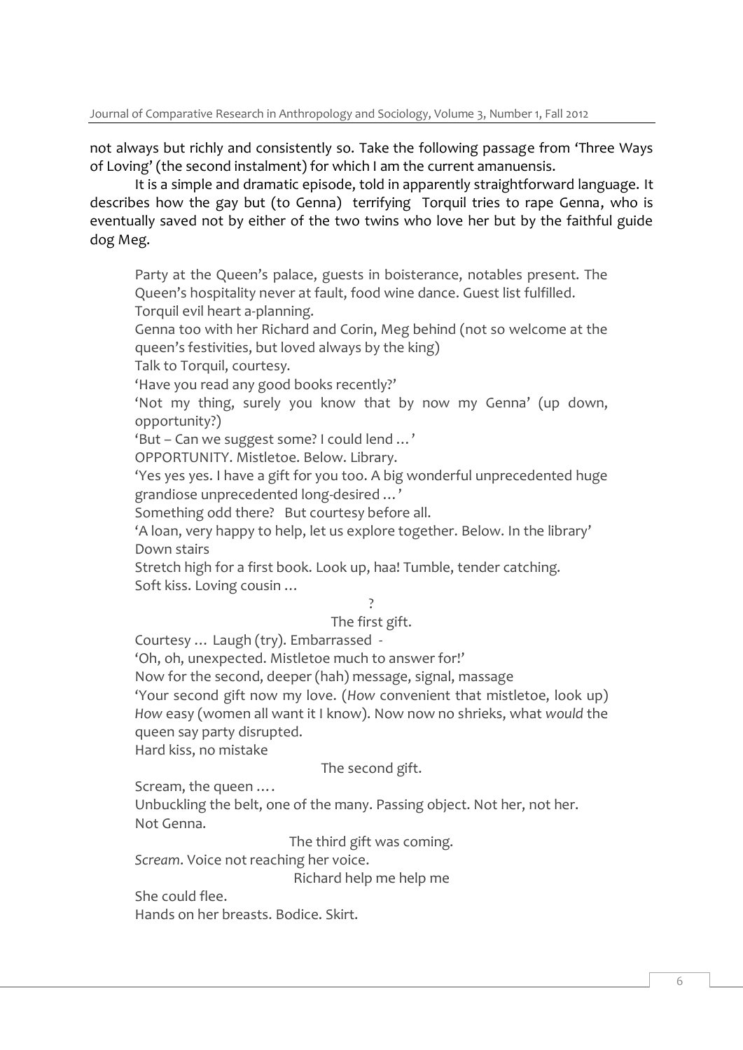not always but richly and consistently so. Take the following passage from 'Three Ways of Loving' (the second instalment) for which I am the current amanuensis.

It is a simple and dramatic episode, told in apparently straightforward language. It describes how the gay but (to Genna) terrifying Torquil tries to rape Genna, who is eventually saved not by either of the two twins who love her but by the faithful guide dog Meg.

> Party at the Queen's palace, guests in boisterance, notables present. The Queen's hospitality never at fault, food wine dance. Guest list fulfilled.
> Torquil evil heart a-planning.
> Genna too with her Richard and Corin, Meg behind (not so welcome at the queen's festivities, but loved always by the king)
> Talk to Torquil, courtesy.
> 'Have you read any good books recently?'
> 'Not my thing, surely you know that by now my Genna' (up down, opportunity?)
> 'But – Can we suggest some? I could lend …'
> OPPORTUNITY. Mistletoe. Below. Library.
> 'Yes yes yes. I have a gift for you too. A big wonderful unprecedented huge grandiose unprecedented long-desired …'
> Something odd there? But courtesy before all.
> 'A loan, very happy to help, let us explore together. Below. In the library'
> Down stairs
> Stretch high for a first book. Look up, haa! Tumble, tender catching.
> Soft kiss. Loving cousin …
>
> ?
>
> The first gift.
>
> Courtesy … Laugh (try). Embarrassed -
> 'Oh, oh, unexpected. Mistletoe much to answer for!'
> Now for the second, deeper (hah) message, signal, massage
> 'Your second gift now my love. (*How* convenient that mistletoe, look up) *How* easy (women all want it I know). Now now no shrieks, what *would* the queen say party disrupted.
> Hard kiss, no mistake
>
> The second gift.
>
> Scream, the queen ….
> Unbuckling the belt, one of the many. Passing object. Not her, not her.
> Not Genna.
>
> The third gift was coming.
>
> *Scream*. Voice not reaching her voice.
>
> Richard help me help me
>
> She could flee.
> Hands on her breasts. Bodice. Skirt.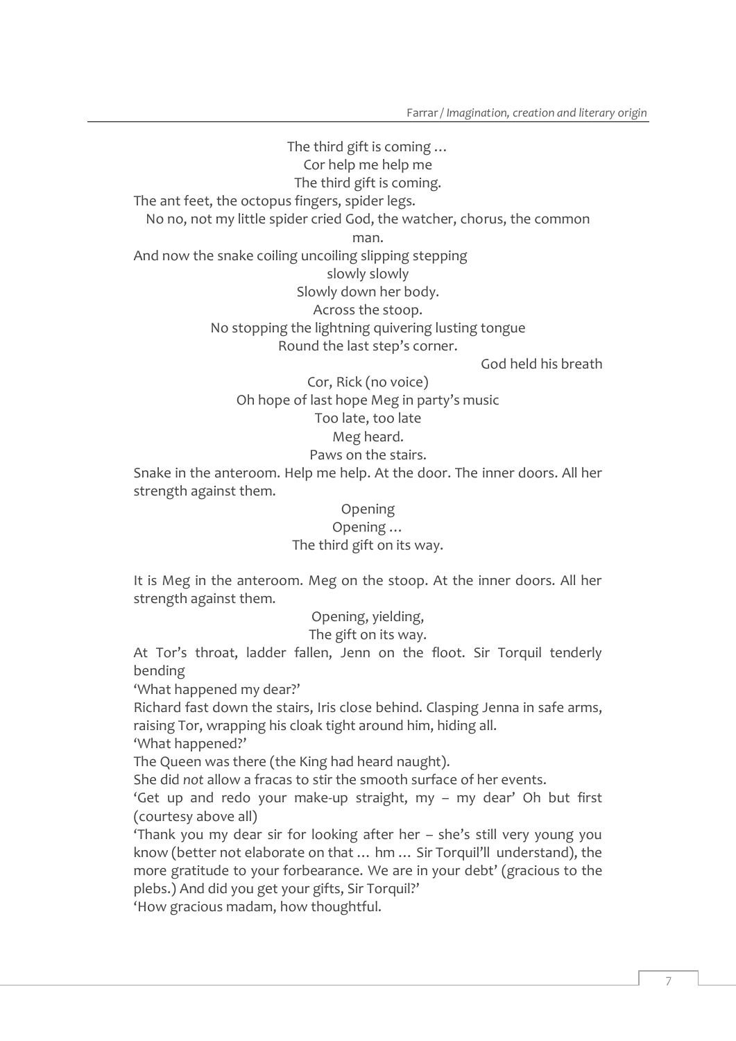The third gift is coming …
Cor help me help me
The third gift is coming.

The ant feet, the octopus fingers, spider legs.

No no, not my little spider cried God, the watcher, chorus, the common man.

And now the snake coiling uncoiling slipping stepping
slowly slowly
Slowly down her body.
Across the stoop.
No stopping the lightning quivering lusting tongue
Round the last step's corner.

God held his breath

Cor, Rick (no voice)
Oh hope of last hope Meg in party's music
Too late, too late
Meg heard.
Paws on the stairs.

Snake in the anteroom. Help me help. At the door. The inner doors. All her strength against them.

Opening
Opening …
The third gift on its way.

It is Meg in the anteroom. Meg on the stoop. At the inner doors. All her strength against them.

Opening, yielding,
The gift on its way.

At Tor's throat, ladder fallen, Jenn on the floot. Sir Torquil tenderly bending

'What happened my dear?'

Richard fast down the stairs, Iris close behind. Clasping Jenna in safe arms, raising Tor, wrapping his cloak tight around him, hiding all.

'What happened?'

The Queen was there (the King had heard naught).

She did *not* allow a fracas to stir the smooth surface of her events.

'Get up and redo your make-up straight, my – my dear' Oh but first (courtesy above all)

'Thank you my dear sir for looking after her – she's still very young you know (better not elaborate on that … hm … Sir Torquil'll understand), the more gratitude to your forbearance. We are in your debt' (gracious to the plebs.) And did you get your gifts, Sir Torquil?'

'How gracious madam, how thoughtful.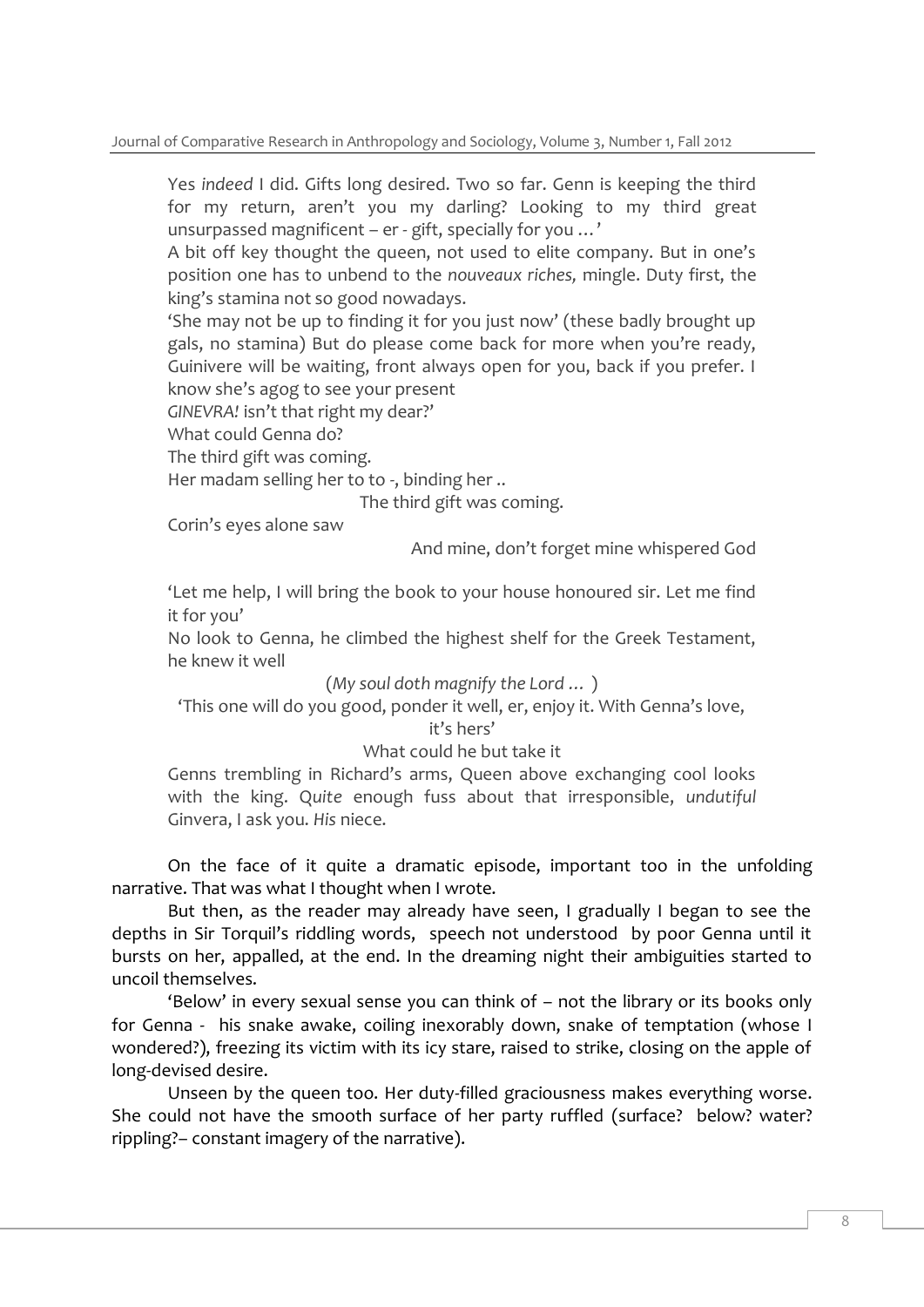Yes *indeed* I did. Gifts long desired. Two so far. Genn is keeping the third for my return, aren't you my darling? Looking to my third great unsurpassed magnificent – er - gift, specially for you …'

A bit off key thought the queen, not used to elite company. But in one's position one has to unbend to the *nouveaux riches,* mingle. Duty first, the king's stamina not so good nowadays.

'She may not be up to finding it for you just now' (these badly brought up gals, no stamina) But do please come back for more when you're ready, Guinivere will be waiting, front always open for you, back if you prefer. I know she's agog to see your present

*GINEVRA!* isn't that right my dear?'

What could Genna do?

The third gift was coming.

Her madam selling her to to -, binding her ..

The third gift was coming.

Corin's eyes alone saw

And mine, don't forget mine whispered God

'Let me help, I will bring the book to your house honoured sir. Let me find it for you'

No look to Genna, he climbed the highest shelf for the Greek Testament, he knew it well

(*My soul doth magnify the Lord …* )

'This one will do you good, ponder it well, er, enjoy it. With Genna's love, it's hers'

What could he but take it

Genns trembling in Richard's arms, Queen above exchanging cool looks with the king. Q*uite* enough fuss about that irresponsible, *undutiful* Ginvera, I ask you. *His* niece.

On the face of it quite a dramatic episode, important too in the unfolding narrative. That was what I thought when I wrote.

But then, as the reader may already have seen, I gradually I began to see the depths in Sir Torquil's riddling words, speech not understood by poor Genna until it bursts on her, appalled, at the end. In the dreaming night their ambiguities started to uncoil themselves.

'Below' in every sexual sense you can think of – not the library or its books only for Genna - his snake awake, coiling inexorably down, snake of temptation (whose I wondered?), freezing its victim with its icy stare, raised to strike, closing on the apple of long-devised desire.

Unseen by the queen too. Her duty-filled graciousness makes everything worse. She could not have the smooth surface of her party ruffled (surface? below? water? rippling?– constant imagery of the narrative).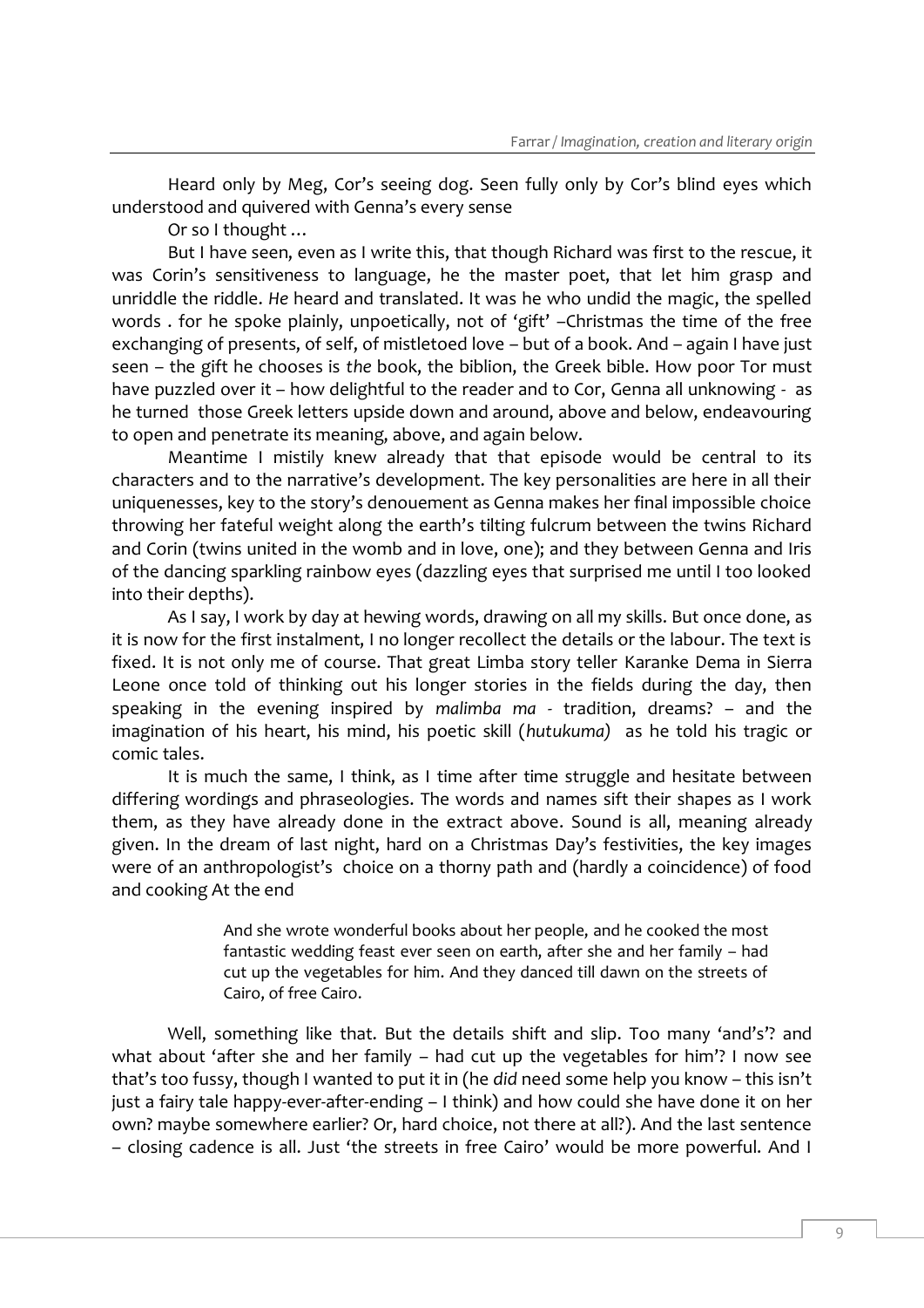Heard only by Meg, Cor's seeing dog. Seen fully only by Cor's blind eyes which understood and quivered with Genna's every sense

Or so I thought …

But I have seen, even as I write this, that though Richard was first to the rescue, it was Corin's sensitiveness to language, he the master poet, that let him grasp and unriddle the riddle. *He* heard and translated. It was he who undid the magic, the spelled words . for he spoke plainly, unpoetically, not of 'gift' –Christmas the time of the free exchanging of presents, of self, of mistletoed love – but of a book. And – again I have just seen – the gift he chooses is *the* book, the biblion, the Greek bible. How poor Tor must have puzzled over it – how delightful to the reader and to Cor, Genna all unknowing - as he turned those Greek letters upside down and around, above and below, endeavouring to open and penetrate its meaning, above, and again below.

Meantime I mistily knew already that that episode would be central to its characters and to the narrative's development. The key personalities are here in all their uniquenesses, key to the story's denouement as Genna makes her final impossible choice throwing her fateful weight along the earth's tilting fulcrum between the twins Richard and Corin (twins united in the womb and in love, one); and they between Genna and Iris of the dancing sparkling rainbow eyes (dazzling eyes that surprised me until I too looked into their depths).

As I say, I work by day at hewing words, drawing on all my skills. But once done, as it is now for the first instalment, I no longer recollect the details or the labour. The text is fixed. It is not only me of course. That great Limba story teller Karanke Dema in Sierra Leone once told of thinking out his longer stories in the fields during the day, then speaking in the evening inspired by *malimba ma* - tradition, dreams? – and the imagination of his heart, his mind, his poetic skill (*hutukuma)* as he told his tragic or comic tales.

It is much the same, I think, as I time after time struggle and hesitate between differing wordings and phraseologies. The words and names sift their shapes as I work them, as they have already done in the extract above. Sound is all, meaning already given. In the dream of last night, hard on a Christmas Day's festivities, the key images were of an anthropologist's choice on a thorny path and (hardly a coincidence) of food and cooking At the end

> And she wrote wonderful books about her people, and he cooked the most fantastic wedding feast ever seen on earth, after she and her family – had cut up the vegetables for him. And they danced till dawn on the streets of Cairo, of free Cairo.

Well, something like that. But the details shift and slip. Too many 'and's'? and what about 'after she and her family – had cut up the vegetables for him'? I now see that's too fussy, though I wanted to put it in (he *did* need some help you know – this isn't just a fairy tale happy-ever-after-ending – I think) and how could she have done it on her own? maybe somewhere earlier? Or, hard choice, not there at all?). And the last sentence – closing cadence is all. Just 'the streets in free Cairo' would be more powerful. And I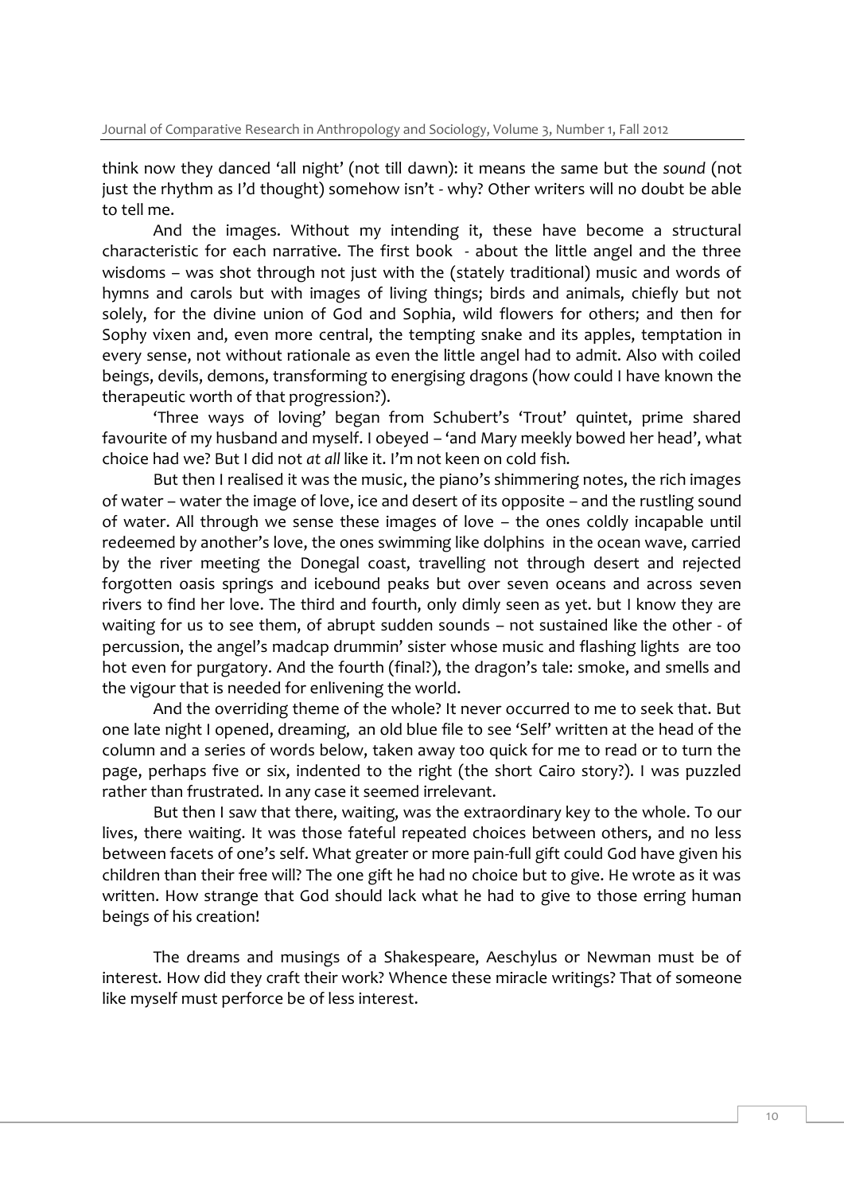think now they danced 'all night' (not till dawn): it means the same but the *sound* (not just the rhythm as I'd thought) somehow isn't - why? Other writers will no doubt be able to tell me.

And the images. Without my intending it, these have become a structural characteristic for each narrative. The first book - about the little angel and the three wisdoms – was shot through not just with the (stately traditional) music and words of hymns and carols but with images of living things; birds and animals, chiefly but not solely, for the divine union of God and Sophia, wild flowers for others; and then for Sophy vixen and, even more central, the tempting snake and its apples, temptation in every sense, not without rationale as even the little angel had to admit. Also with coiled beings, devils, demons, transforming to energising dragons (how could I have known the therapeutic worth of that progression?).

'Three ways of loving' began from Schubert's 'Trout' quintet, prime shared favourite of my husband and myself. I obeyed – 'and Mary meekly bowed her head', what choice had we? But I did not *at all* like it. I'm not keen on cold fish.

But then I realised it was the music, the piano's shimmering notes, the rich images of water – water the image of love, ice and desert of its opposite – and the rustling sound of water. All through we sense these images of love – the ones coldly incapable until redeemed by another's love, the ones swimming like dolphins in the ocean wave, carried by the river meeting the Donegal coast, travelling not through desert and rejected forgotten oasis springs and icebound peaks but over seven oceans and across seven rivers to find her love. The third and fourth, only dimly seen as yet. but I know they are waiting for us to see them, of abrupt sudden sounds – not sustained like the other - of percussion, the angel's madcap drummin' sister whose music and flashing lights are too hot even for purgatory. And the fourth (final?), the dragon's tale: smoke, and smells and the vigour that is needed for enlivening the world.

And the overriding theme of the whole? It never occurred to me to seek that. But one late night I opened, dreaming, an old blue file to see 'Self' written at the head of the column and a series of words below, taken away too quick for me to read or to turn the page, perhaps five or six, indented to the right (the short Cairo story?). I was puzzled rather than frustrated. In any case it seemed irrelevant.

But then I saw that there, waiting, was the extraordinary key to the whole. To our lives, there waiting. It was those fateful repeated choices between others, and no less between facets of one's self. What greater or more pain-full gift could God have given his children than their free will? The one gift he had no choice but to give. He wrote as it was written. How strange that God should lack what he had to give to those erring human beings of his creation!

The dreams and musings of a Shakespeare, Aeschylus or Newman must be of interest. How did they craft their work? Whence these miracle writings? That of someone like myself must perforce be of less interest.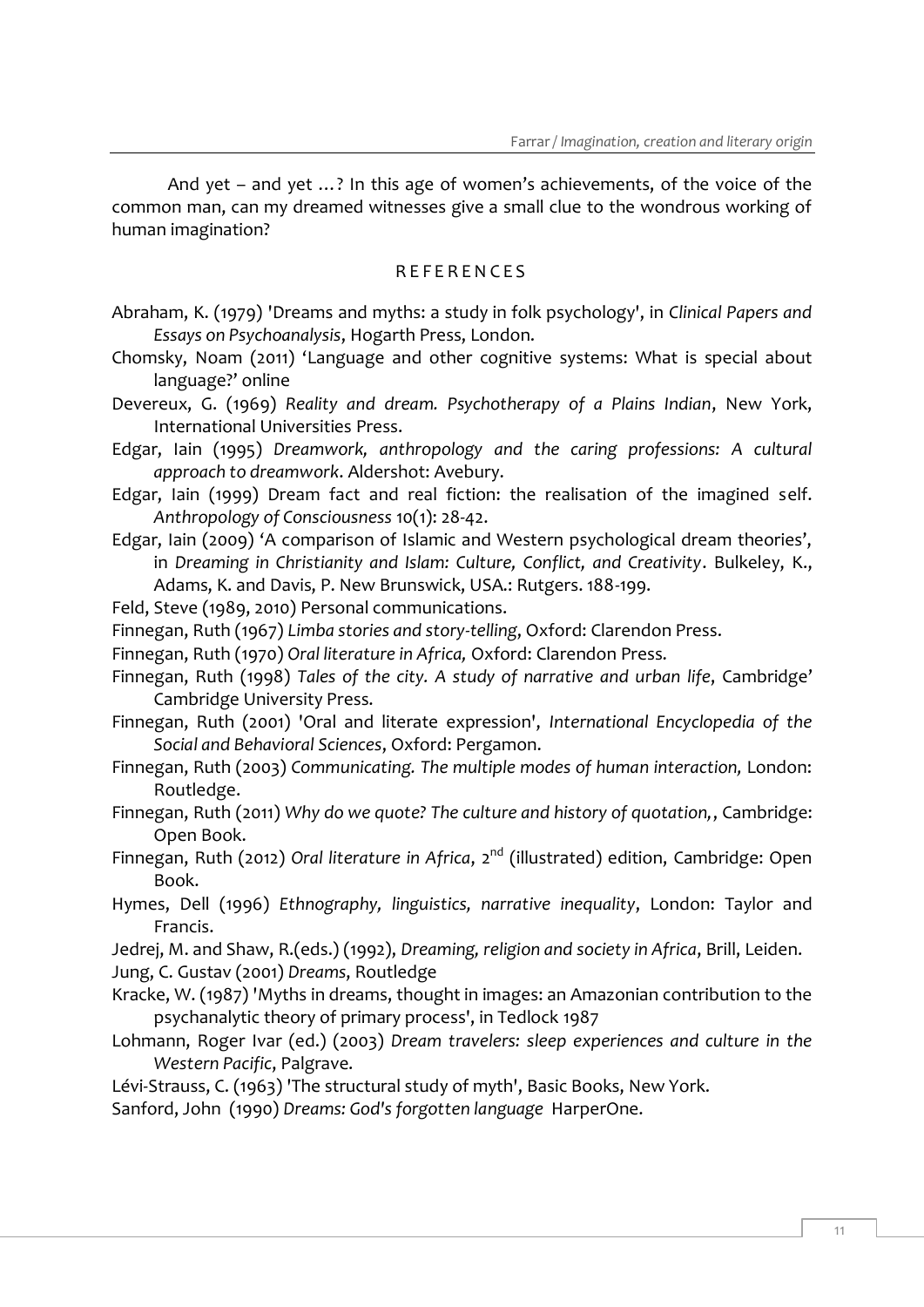And yet – and yet …? In this age of women's achievements, of the voice of the common man, can my dreamed witnesses give a small clue to the wondrous working of human imagination?

## REFERENCES

Abraham, K. (1979) 'Dreams and myths: a study in folk psychology', in *Clinical Papers and Essays on Psychoanalysis*, Hogarth Press, London.

Chomsky, Noam (2011) 'Language and other cognitive systems: What is special about language?' online

Devereux, G. (1969) *Reality and dream. Psychotherapy of a Plains Indian*, New York, International Universities Press.

Edgar, Iain (1995) *Dreamwork, anthropology and the caring professions: A cultural approach to dreamwork*. Aldershot: Avebury.

Edgar, Iain (1999) Dream fact and real fiction: the realisation of the imagined self. *Anthropology of Consciousness* 10(1): 28-42.

Edgar, Iain (2009) 'A comparison of Islamic and Western psychological dream theories', in *Dreaming in Christianity and Islam: Culture, Conflict, and Creativity*. Bulkeley, K., Adams, K. and Davis, P. New Brunswick, USA.: Rutgers. 188-199.

Feld, Steve (1989, 2010) Personal communications.

Finnegan, Ruth (1967) *Limba stories and story-telling*, Oxford: Clarendon Press.

Finnegan, Ruth (1970) *Oral literature in Africa,* Oxford: Clarendon Press.

Finnegan, Ruth (1998) *Tales of the city. A study of narrative and urban life*, Cambridge' Cambridge University Press.

Finnegan, Ruth (2001) 'Oral and literate expression', *International Encyclopedia of the Social and Behavioral Sciences*, Oxford: Pergamon.

Finnegan, Ruth (2003) *Communicating. The multiple modes of human interaction,* London: Routledge.

Finnegan, Ruth (2011) *Why do we quote? The culture and history of quotation,*, Cambridge: Open Book.

Finnegan, Ruth (2012) *Oral literature in Africa*, 2nd (illustrated) edition, Cambridge: Open Book.

Hymes, Dell (1996) *Ethnography, linguistics, narrative inequality*, London: Taylor and Francis.

Jedrej, M. and Shaw, R.(eds.) (1992), *Dreaming, religion and society in Africa*, Brill, Leiden.

Jung, C. Gustav (2001) *Dreams*, Routledge

Kracke, W. (1987) 'Myths in dreams, thought in images: an Amazonian contribution to the psychanalytic theory of primary process', in Tedlock 1987

Lohmann, Roger Ivar (ed.) (2003) *Dream travelers: sleep experiences and culture in the Western Pacific*, Palgrave.

Lévi-Strauss, C. (1963) 'The structural study of myth', Basic Books, New York.

Sanford, John (1990) *Dreams: God's forgotten language* HarperOne.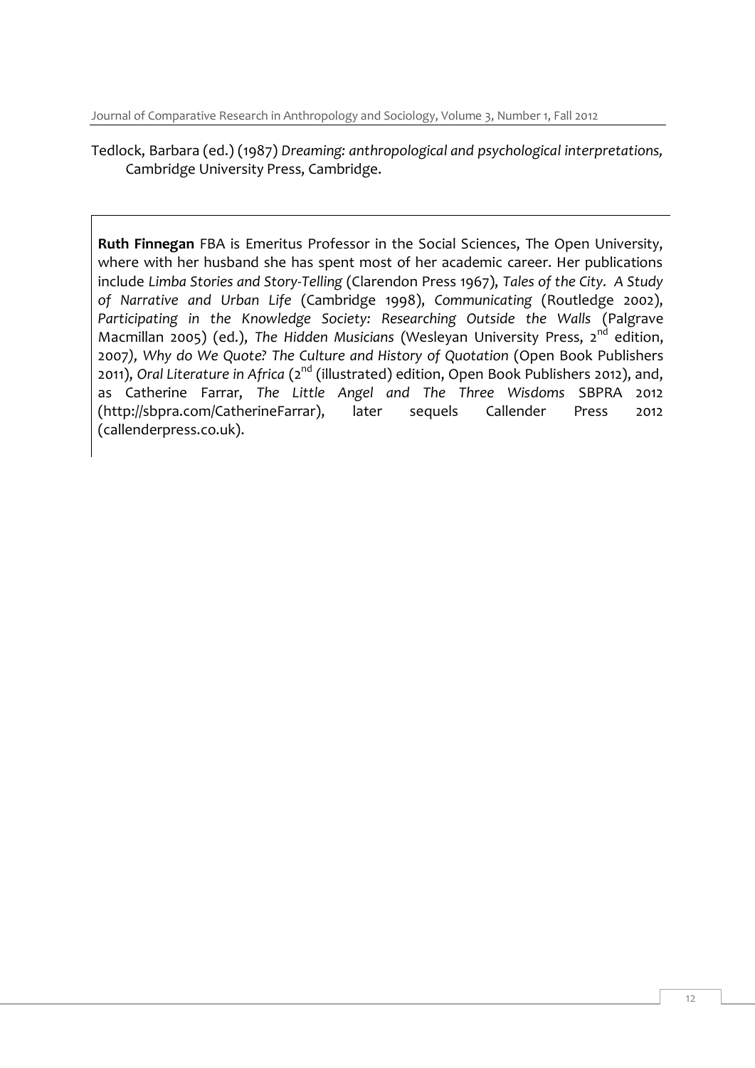Tedlock, Barbara (ed.) (1987) *Dreaming: anthropological and psychological interpretations,* Cambridge University Press, Cambridge.

---

**Ruth Finnegan** FBA is Emeritus Professor in the Social Sciences, The Open University, where with her husband she has spent most of her academic career. Her publications include *Limba Stories and Story-Telling* (Clarendon Press 1967), *Tales of the City. A Study of Narrative and Urban Life* (Cambridge 1998), *Communicating* (Routledge 2002), *Participating in the Knowledge Society: Researching Outside the Walls* (Palgrave Macmillan 2005) (ed.), *The Hidden Musicians* (Wesleyan University Press, 2nd edition, 2007), *Why do We Quote? The Culture and History of Quotation* (Open Book Publishers 2011), *Oral Literature in Africa* (2nd (illustrated) edition, Open Book Publishers 2012), and, as Catherine Farrar, *The Little Angel and The Three Wisdoms* SBPRA 2012 (http://sbpra.com/CatherineFarrar), later sequels Callender Press 2012 (callenderpress.co.uk).